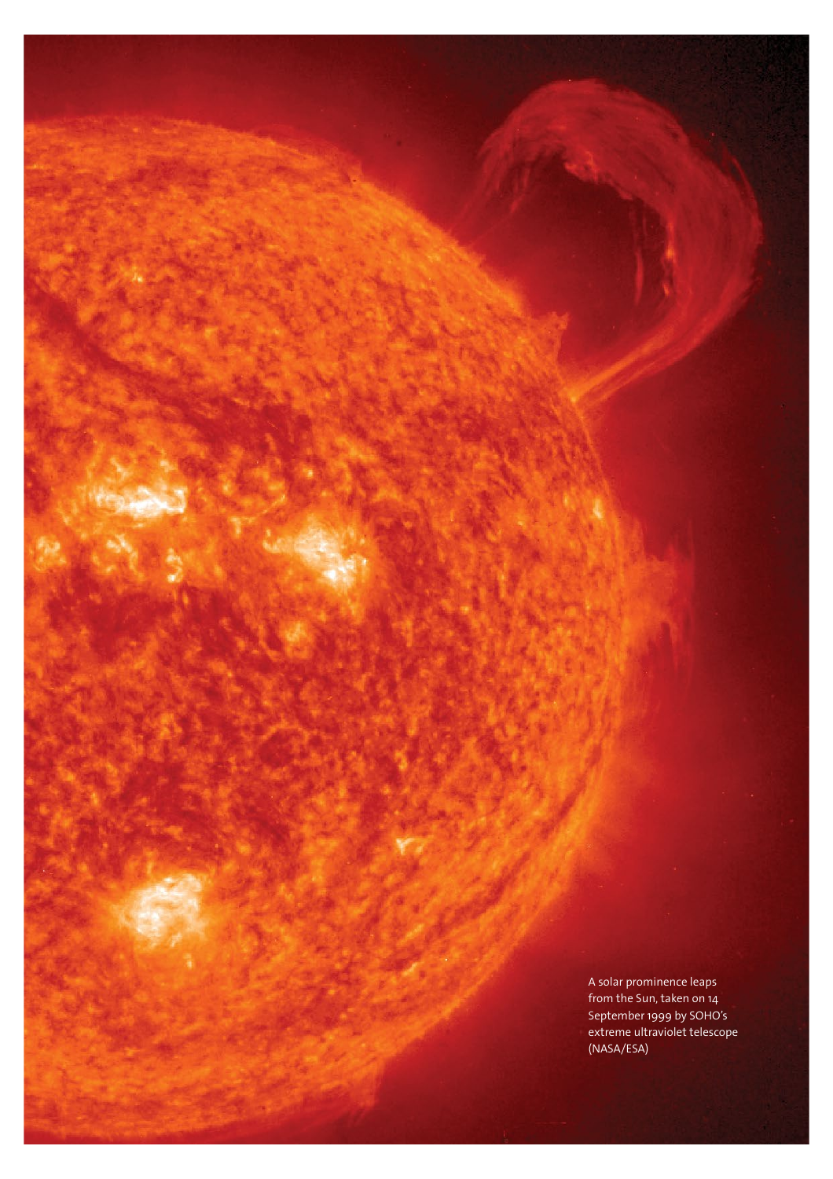A solar prominence leaps from the Sun, taken on 14 September 1999 by SOHO's extreme ultraviolet telescope (NASA/ESA)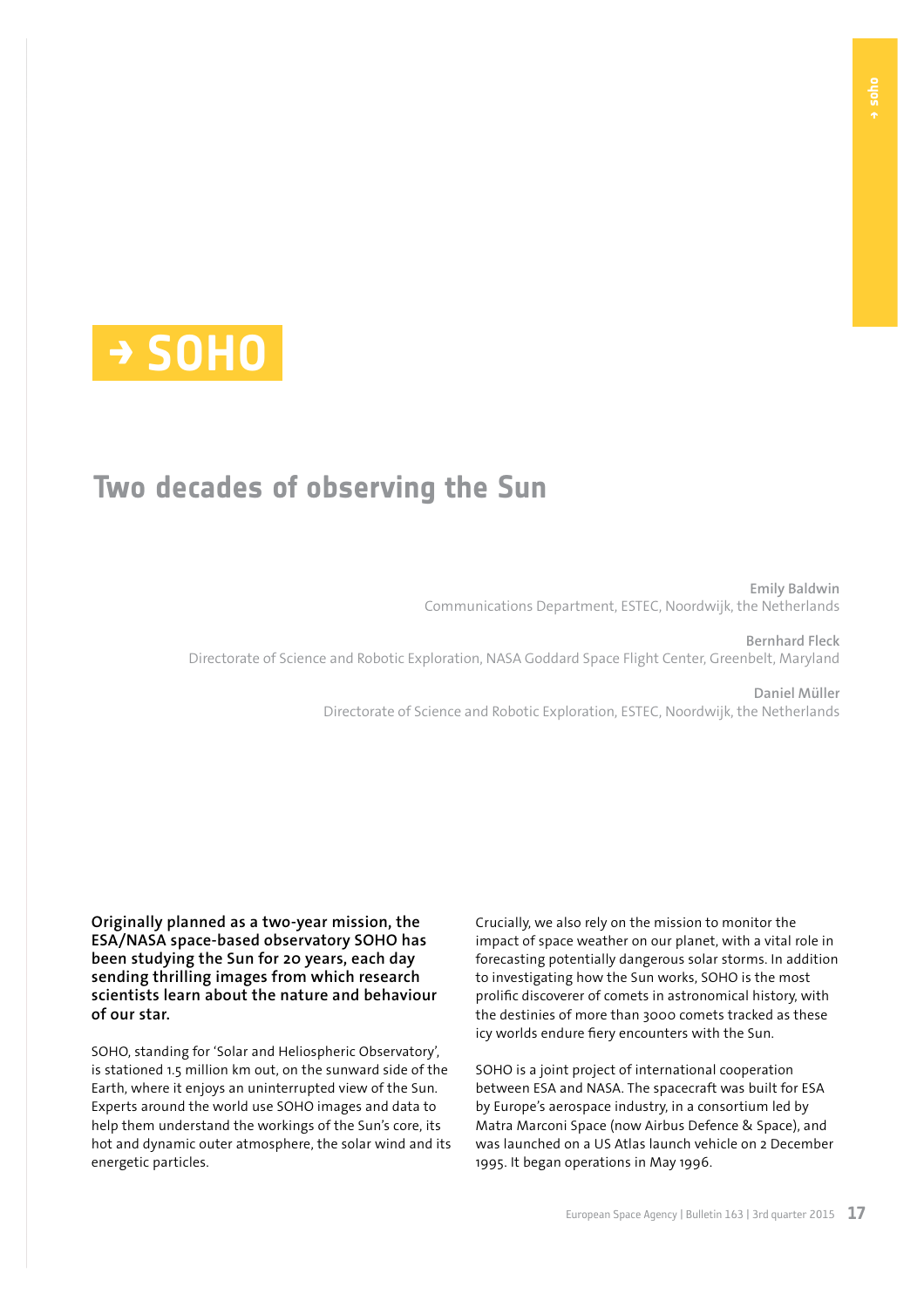# → SOHO

## Two decades of observing the Sun

**Emily Baldwin**
Communications Department, ESTEC, Noordwijk, the Netherlands

**Bernhard Fleck**
Directorate of Science and Robotic Exploration, NASA Goddard Space Flight Center, Greenbelt, Maryland

**Daniel Müller**
Directorate of Science and Robotic Exploration, ESTEC, Noordwijk, the Netherlands

**Originally planned as a two-year mission, the ESA/NASA space-based observatory SOHO has been studying the Sun for 20 years, each day sending thrilling images from which research scientists learn about the nature and behaviour of our star.**

SOHO, standing for 'Solar and Heliospheric Observatory', is stationed 1.5 million km out, on the sunward side of the Earth, where it enjoys an uninterrupted view of the Sun. Experts around the world use SOHO images and data to help them understand the workings of the Sun's core, its hot and dynamic outer atmosphere, the solar wind and its energetic particles.

Crucially, we also rely on the mission to monitor the impact of space weather on our planet, with a vital role in forecasting potentially dangerous solar storms. In addition to investigating how the Sun works, SOHO is the most prolific discoverer of comets in astronomical history, with the destinies of more than 3000 comets tracked as these icy worlds endure fiery encounters with the Sun.

SOHO is a joint project of international cooperation between ESA and NASA. The spacecraft was built for ESA by Europe's aerospace industry, in a consortium led by Matra Marconi Space (now Airbus Defence & Space), and was launched on a US Atlas launch vehicle on 2 December 1995. It began operations in May 1996.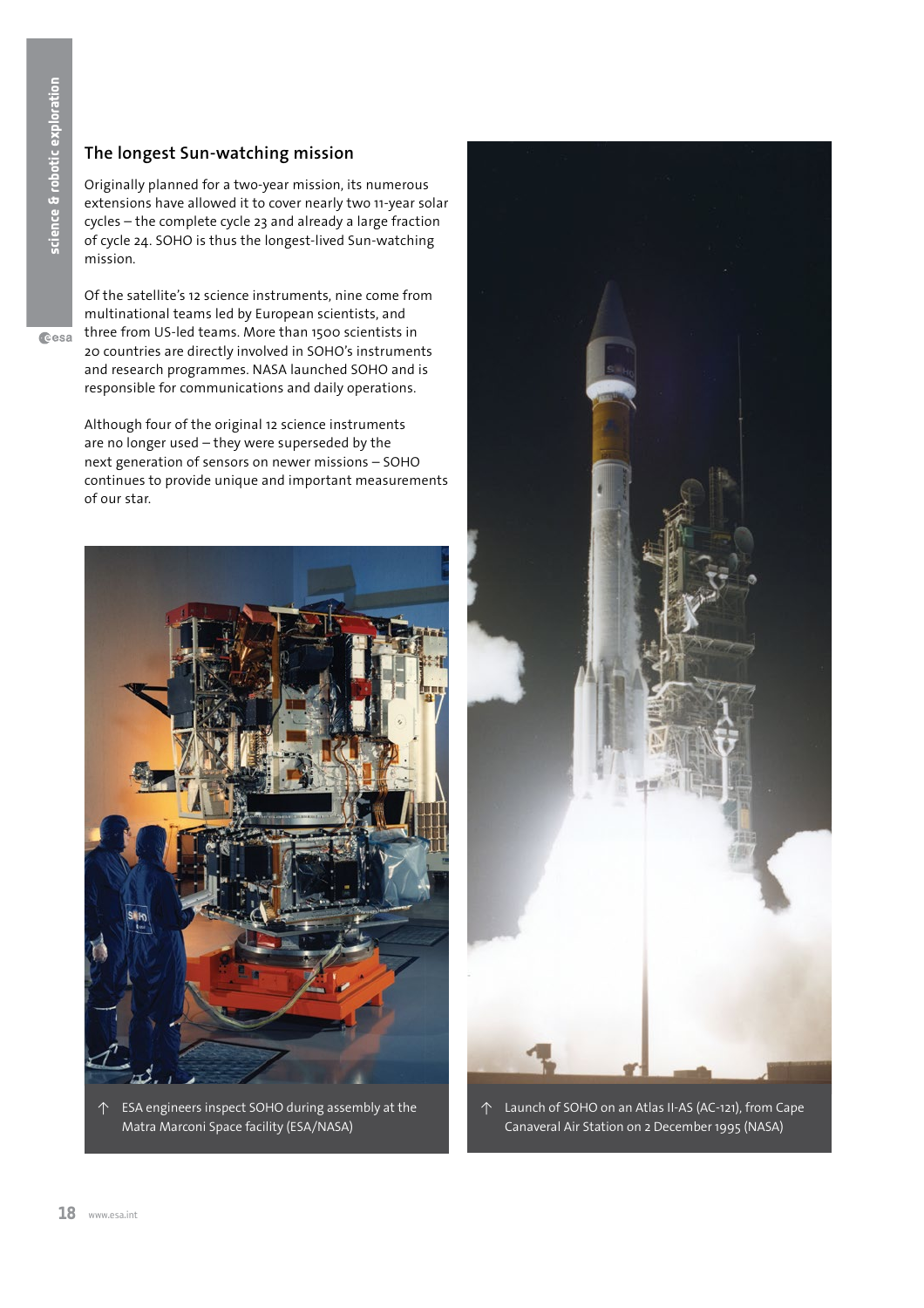## The longest Sun-watching mission

Originally planned for a two-year mission, its numerous extensions have allowed it to cover nearly two 11-year solar cycles – the complete cycle 23 and already a large fraction of cycle 24. SOHO is thus the longest-lived Sun-watching mission.

Of the satellite's 12 science instruments, nine come from multinational teams led by European scientists, and three from US-led teams. More than 1500 scientists in 20 countries are directly involved in SOHO's instruments and research programmes. NASA launched SOHO and is responsible for communications and daily operations.

Although four of the original 12 science instruments are no longer used – they were superseded by the next generation of sensors on newer missions – SOHO continues to provide unique and important measurements of our star.

↑ ESA engineers inspect SOHO during assembly at the Matra Marconi Space facility (ESA/NASA)

↑ Launch of SOHO on an Atlas II-AS (AC-121), from Cape Canaveral Air Station on 2 December 1995 (NASA)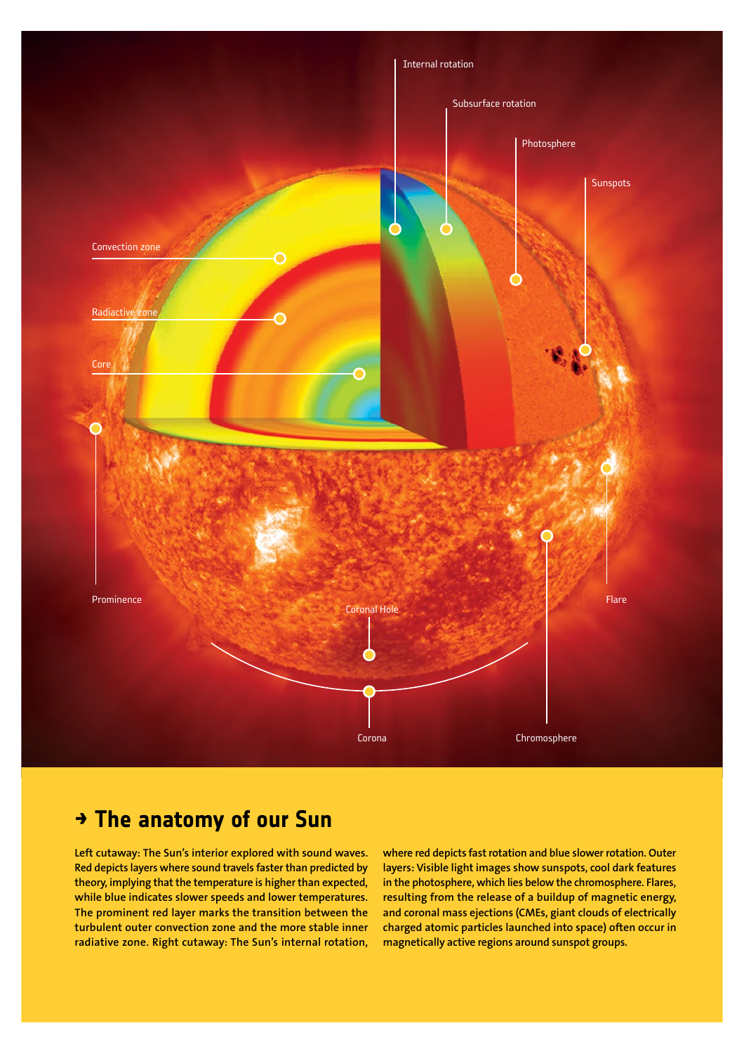Internal rotation

Subsurface rotation

Photosphere

Sunspots

Convection zone

Radiactive zone

Core

Prominence

Coronal Hole

Flare

Corona

Chromosphere

## → The anatomy of our Sun

**Left cutaway: The Sun's interior explored with sound waves. Red depicts layers where sound travels faster than predicted by theory, implying that the temperature is higher than expected, while blue indicates slower speeds and lower temperatures. The prominent red layer marks the transition between the turbulent outer convection zone and the more stable inner radiative zone. Right cutaway: The Sun's internal rotation, where red depicts fast rotation and blue slower rotation. Outer layers: Visible light images show sunspots, cool dark features in the photosphere, which lies below the chromosphere. Flares, resulting from the release of a buildup of magnetic energy, and coronal mass ejections (CMEs, giant clouds of electrically charged atomic particles launched into space) often occur in magnetically active regions around sunspot groups.**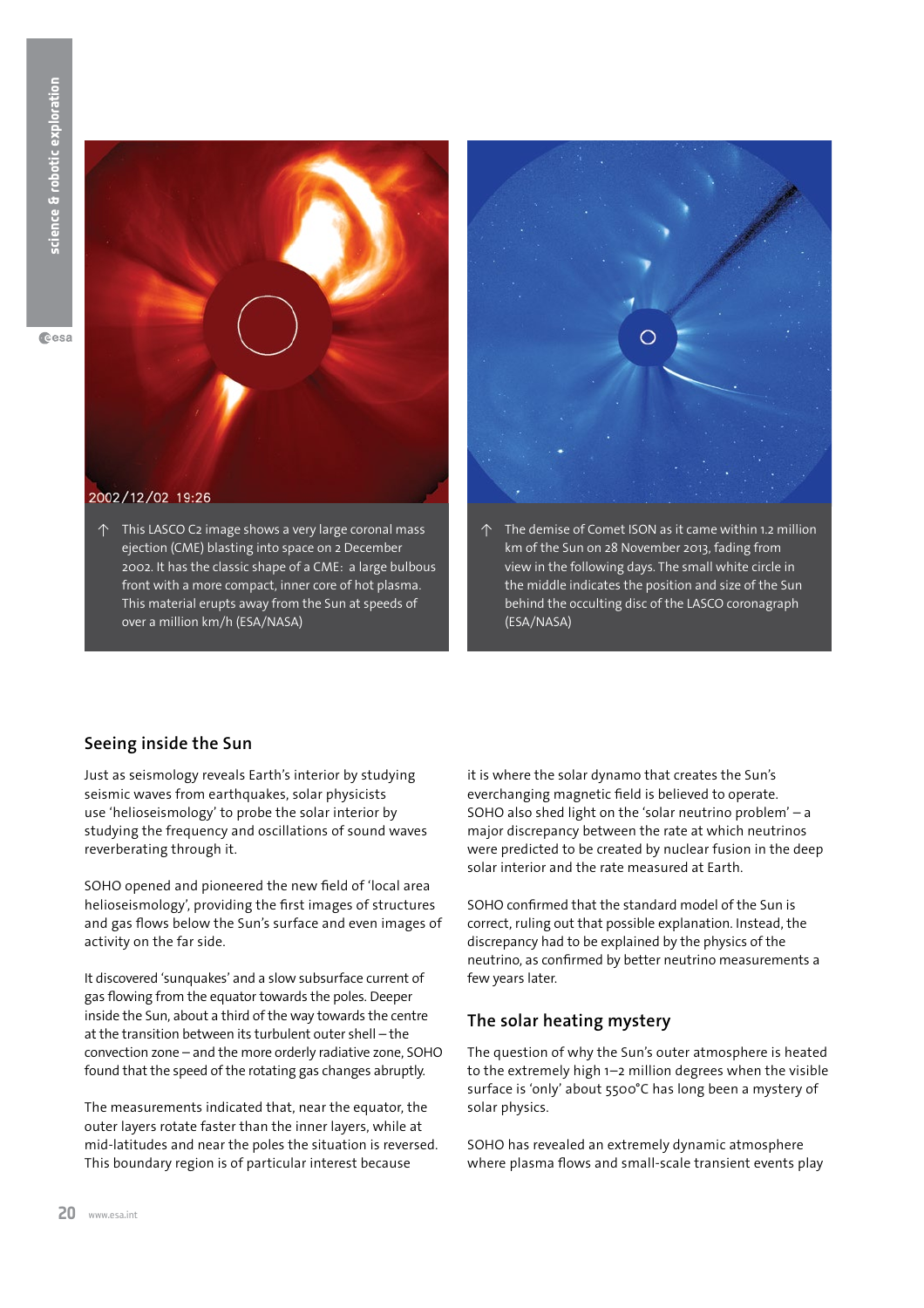↑ This LASCO C2 image shows a very large coronal mass ejection (CME) blasting into space on 2 December 2002. It has the classic shape of a CME: a large bulbous front with a more compact, inner core of hot plasma. This material erupts away from the Sun at speeds of over a million km/h (ESA/NASA)

↑ The demise of Comet ISON as it came within 1.2 million km of the Sun on 28 November 2013, fading from view in the following days. The small white circle in the middle indicates the position and size of the Sun behind the occulting disc of the LASCO coronagraph (ESA/NASA)

## Seeing inside the Sun

Just as seismology reveals Earth's interior by studying seismic waves from earthquakes, solar physicists use 'helioseismology' to probe the solar interior by studying the frequency and oscillations of sound waves reverberating through it.

SOHO opened and pioneered the new field of 'local area helioseismology', providing the first images of structures and gas flows below the Sun's surface and even images of activity on the far side.

It discovered 'sunquakes' and a slow subsurface current of gas flowing from the equator towards the poles. Deeper inside the Sun, about a third of the way towards the centre at the transition between its turbulent outer shell – the convection zone – and the more orderly radiative zone, SOHO found that the speed of the rotating gas changes abruptly.

The measurements indicated that, near the equator, the outer layers rotate faster than the inner layers, while at mid-latitudes and near the poles the situation is reversed. This boundary region is of particular interest because it is where the solar dynamo that creates the Sun's everchanging magnetic field is believed to operate. SOHO also shed light on the 'solar neutrino problem' – a major discrepancy between the rate at which neutrinos were predicted to be created by nuclear fusion in the deep solar interior and the rate measured at Earth.

SOHO confirmed that the standard model of the Sun is correct, ruling out that possible explanation. Instead, the discrepancy had to be explained by the physics of the neutrino, as confirmed by better neutrino measurements a few years later.

## The solar heating mystery

The question of why the Sun's outer atmosphere is heated to the extremely high 1–2 million degrees when the visible surface is 'only' about 5500°C has long been a mystery of solar physics.

SOHO has revealed an extremely dynamic atmosphere where plasma flows and small-scale transient events play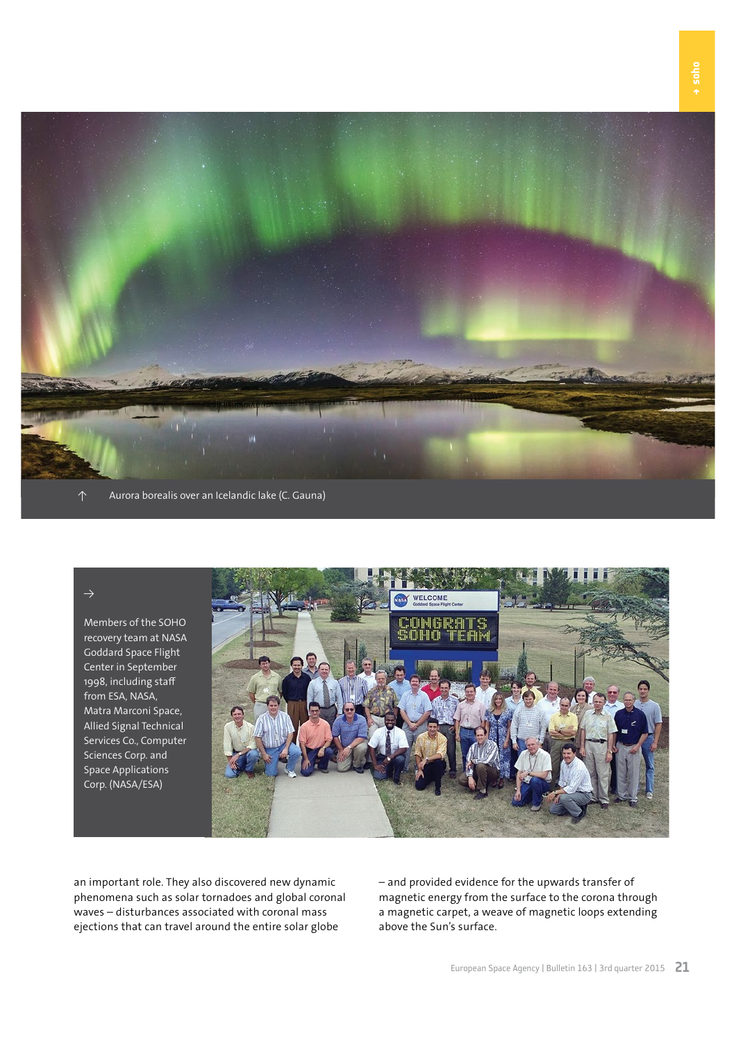↑ Aurora borealis over an Icelandic lake (C. Gauna)

→ Members of the SOHO recovery team at NASA Goddard Space Flight Center in September 1998, including staff from ESA, NASA, Matra Marconi Space, Allied Signal Technical Services Co., Computer Sciences Corp. and Space Applications Corp. (NASA/ESA)

an important role. They also discovered new dynamic phenomena such as solar tornadoes and global coronal waves – disturbances associated with coronal mass ejections that can travel around the entire solar globe – and provided evidence for the upwards transfer of magnetic energy from the surface to the corona through a magnetic carpet, a weave of magnetic loops extending above the Sun's surface.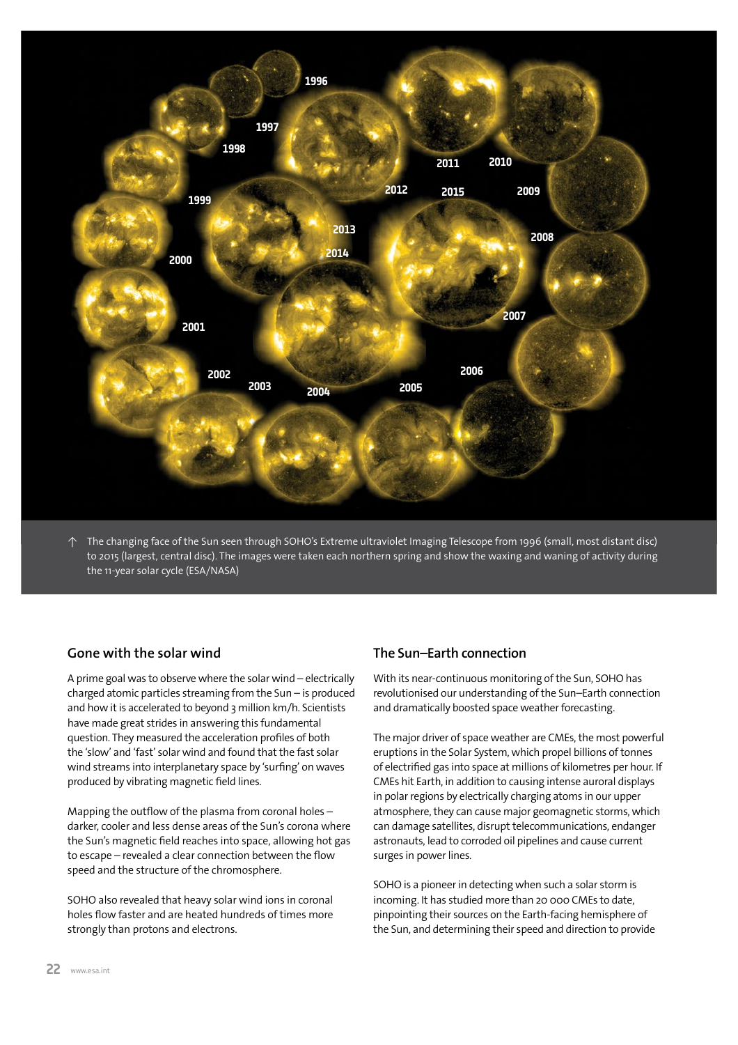The changing face of the Sun seen through SOHO's Extreme ultraviolet Imaging Telescope from 1996 (small, most distant disc) to 2015 (largest, central disc). The images were taken each northern spring and show the waxing and waning of activity during the 11-year solar cycle (ESA/NASA)

## Gone with the solar wind

A prime goal was to observe where the solar wind – electrically charged atomic particles streaming from the Sun – is produced and how it is accelerated to beyond 3 million km/h. Scientists have made great strides in answering this fundamental question. They measured the acceleration profiles of both the 'slow' and 'fast' solar wind and found that the fast solar wind streams into interplanetary space by 'surfing' on waves produced by vibrating magnetic field lines.

Mapping the outflow of the plasma from coronal holes – darker, cooler and less dense areas of the Sun's corona where the Sun's magnetic field reaches into space, allowing hot gas to escape – revealed a clear connection between the flow speed and the structure of the chromosphere.

SOHO also revealed that heavy solar wind ions in coronal holes flow faster and are heated hundreds of times more strongly than protons and electrons.

## The Sun–Earth connection

With its near-continuous monitoring of the Sun, SOHO has revolutionised our understanding of the Sun–Earth connection and dramatically boosted space weather forecasting.

The major driver of space weather are CMEs, the most powerful eruptions in the Solar System, which propel billions of tonnes of electrified gas into space at millions of kilometres per hour. If CMEs hit Earth, in addition to causing intense auroral displays in polar regions by electrically charging atoms in our upper atmosphere, they can cause major geomagnetic storms, which can damage satellites, disrupt telecommunications, endanger astronauts, lead to corroded oil pipelines and cause current surges in power lines.

SOHO is a pioneer in detecting when such a solar storm is incoming. It has studied more than 20 000 CMEs to date, pinpointing their sources on the Earth-facing hemisphere of the Sun, and determining their speed and direction to provide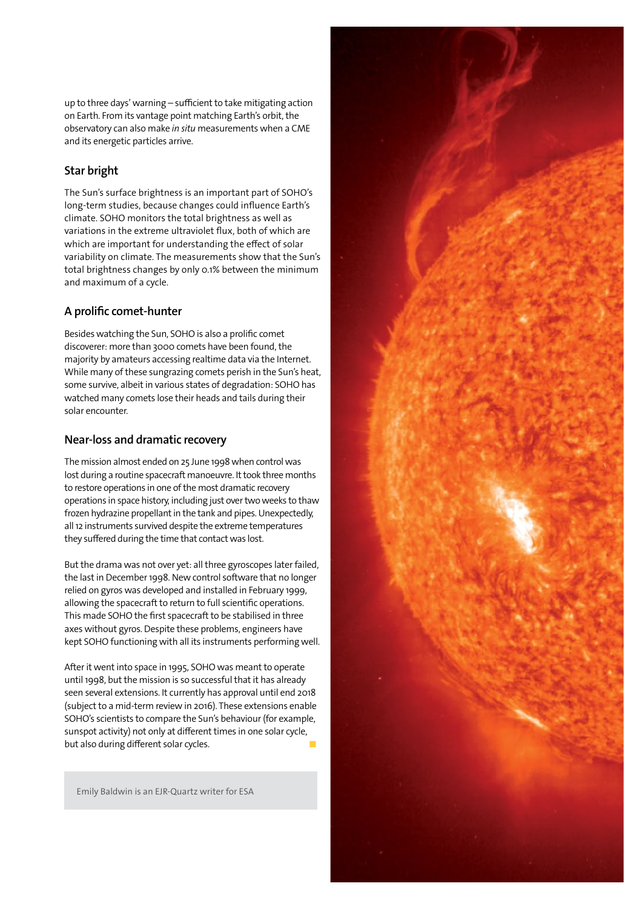up to three days' warning – sufficient to take mitigating action on Earth. From its vantage point matching Earth's orbit, the observatory can also make *in situ* measurements when a CME and its energetic particles arrive.

## Star bright

The Sun's surface brightness is an important part of SOHO's long-term studies, because changes could influence Earth's climate. SOHO monitors the total brightness as well as variations in the extreme ultraviolet flux, both of which are which are important for understanding the effect of solar variability on climate. The measurements show that the Sun's total brightness changes by only 0.1% between the minimum and maximum of a cycle.

## A prolific comet-hunter

Besides watching the Sun, SOHO is also a prolific comet discoverer: more than 3000 comets have been found, the majority by amateurs accessing realtime data via the Internet. While many of these sungrazing comets perish in the Sun's heat, some survive, albeit in various states of degradation: SOHO has watched many comets lose their heads and tails during their solar encounter.

## Near-loss and dramatic recovery

The mission almost ended on 25 June 1998 when control was lost during a routine spacecraft manoeuvre. It took three months to restore operations in one of the most dramatic recovery operations in space history, including just over two weeks to thaw frozen hydrazine propellant in the tank and pipes. Unexpectedly, all 12 instruments survived despite the extreme temperatures they suffered during the time that contact was lost.

But the drama was not over yet: all three gyroscopes later failed, the last in December 1998. New control software that no longer relied on gyros was developed and installed in February 1999, allowing the spacecraft to return to full scientific operations. This made SOHO the first spacecraft to be stabilised in three axes without gyros. Despite these problems, engineers have kept SOHO functioning with all its instruments performing well.

After it went into space in 1995, SOHO was meant to operate until 1998, but the mission is so successful that it has already seen several extensions. It currently has approval until end 2018 (subject to a mid-term review in 2016). These extensions enable SOHO's scientists to compare the Sun's behaviour (for example, sunspot activity) not only at different times in one solar cycle, but also during different solar cycles.

Emily Baldwin is an EJR-Quartz writer for ESA